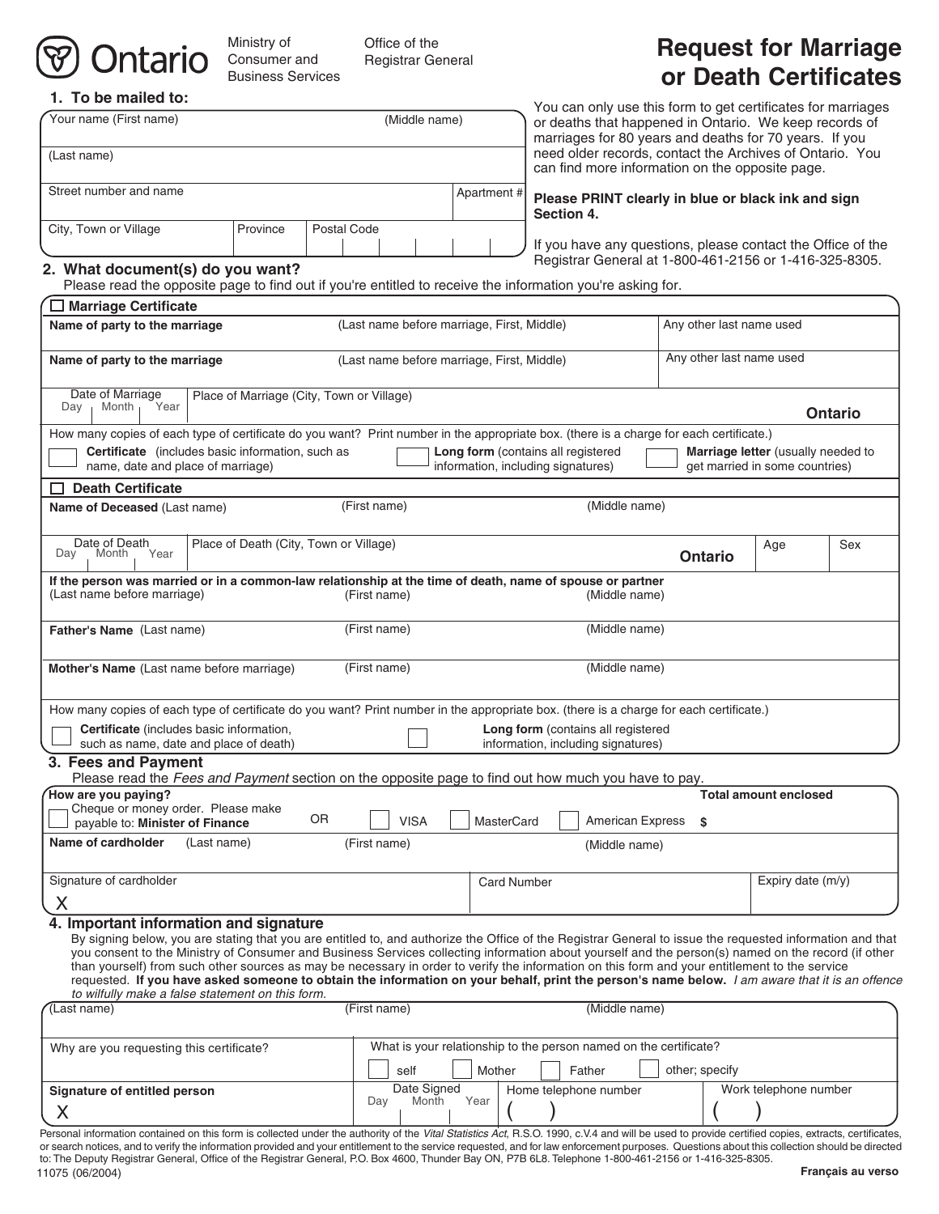Ontario

Ministry of Consumer and Business Services

Office of the Registrar General

# Request for Marriage or Death Certificates

You can only use this form to get certificates for marriages or deaths that happened in Ontario. We keep records of marriages for 80 years and deaths for 70 years. If you need older records, contact the Archives of Ontario. You can find more information on the opposite page.

**Please PRINT clearly in blue or black ink and sign Section 4.**

If you have any questions, please contact the Office of the Registrar General at 1-800-461-2156 or 1-416-325-8305.

## 1. To be mailed to:

| Your name (First name) | | (Middle name) | |
|---|---|---|---|
| (Last name) | | | |
| Street number and name | | | Apartment # |
| City, Town or Village | Province | Postal Code | |

## 2. What document(s) do you want?

Please read the opposite page to find out if you're entitled to receive the information you're asking for.

### ☐ Marriage Certificate

| Name of party to the marriage | (Last name before marriage, First, Middle) | Any other last name used |
|---|---|---|
| Name of party to the marriage | (Last name before marriage, First, Middle) | Any other last name used |
| Date of Marriage (Day / Month / Year) | Place of Marriage (City, Town or Village) | Ontario |

How many copies of each type of certificate do you want? Print number in the appropriate box. (there is a charge for each certificate.)

- ☐ **Certificate** (includes basic information, such as name, date and place of marriage)
- ☐ **Long form** (contains all registered information, including signatures)
- ☐ **Marriage letter** (usually needed to get married in some countries)

### ☐ Death Certificate

| **Name of Deceased** (Last name) | (First name) | (Middle name) | | |
|---|---|---|---|---|
| Date of Death (Day / Month / Year) | Place of Death (City, Town or Village) | Ontario | Age | Sex |

| **If the person was married or in a common-law relationship at the time of death, name of spouse or partner** (Last name before marriage) | (First name) | (Middle name) |
|---|---|---|
| **Father's Name** (Last name) | (First name) | (Middle name) |
| **Mother's Name** (Last name before marriage) | (First name) | (Middle name) |

How many copies of each type of certificate do you want? Print number in the appropriate box. (there is a charge for each certificate.)

- ☐ **Certificate** (includes basic information, such as name, date and place of death)
- ☐ **Long form** (contains all registered information, including signatures)

## 3. Fees and Payment

Please read the *Fees and Payment* section on the opposite page to find out how much you have to pay.

**How are you paying?**

☐ Cheque or money order. Please make payable to: **Minister of Finance** OR ☐ VISA ☐ MasterCard ☐ American Express

**Total amount enclosed** $

| **Name of cardholder** (Last name) | (First name) | (Middle name) |
|---|---|---|
| Signature of cardholder X | Card Number | Expiry date (m/y) |

## 4. Important information and signature

By signing below, you are stating that you are entitled to, and authorize the Office of the Registrar General to issue the requested information and that you consent to the Ministry of Consumer and Business Services collecting information about yourself and the person(s) named on the record (if other than yourself) from such other sources as may be necessary in order to verify the information on this form and your entitlement to the service requested. **If you have asked someone to obtain the information on your behalf, print the person's name below.** *I am aware that it is an offence to wilfully make a false statement on this form.*

| (Last name) | (First name) | (Middle name) | |
|---|---|---|---|
| Why are you requesting this certificate? | What is your relationship to the person named on the certificate? ☐ self ☐ Mother ☐ Father ☐ other; specify | | |
| **Signature of entitled person** X | Date Signed (Day / Month / Year) | Home telephone number ( ) | Work telephone number ( ) |

Personal information contained on this form is collected under the authority of the *Vital Statistics Act*, R.S.O. 1990, c.V.4 and will be used to provide certified copies, extracts, certificates, or search notices, and to verify the information provided and your entitlement to the service requested, and for law enforcement purposes. Questions about this collection should be directed to: The Deputy Registrar General, Office of the Registrar General, P.O. Box 4600, Thunder Bay ON, P7B 6L8. Telephone 1-800-461-2156 or 1-416-325-8305.

11075 (06/2004)

**Français au verso**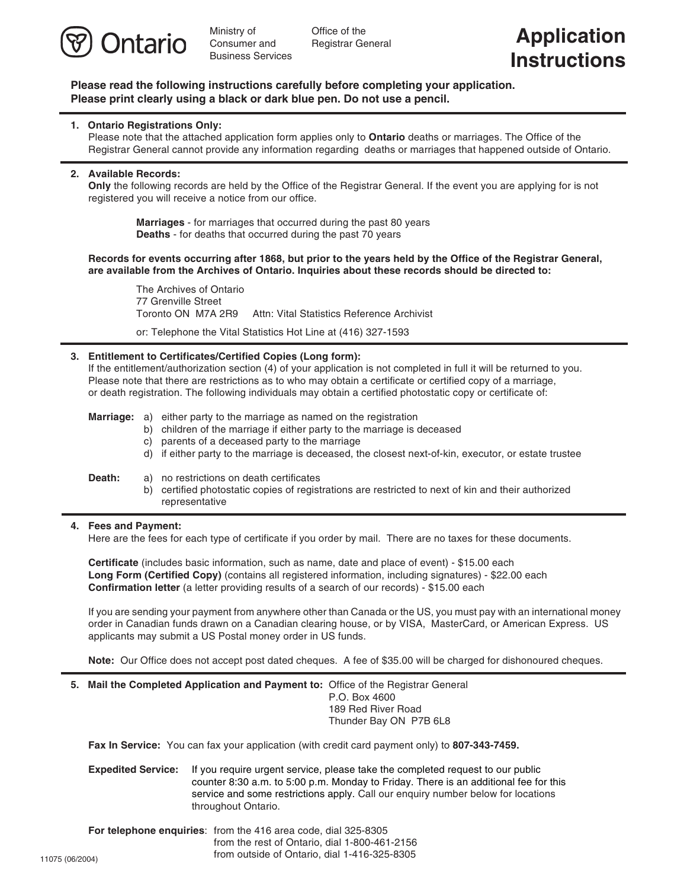Ontario | Ministry of Consumer and Business Services | Office of the Registrar General

# Application Instructions

**Please read the following instructions carefully before completing your application.**
**Please print clearly using a black or dark blue pen. Do not use a pencil.**

---

**1. Ontario Registrations Only:**
Please note that the attached application form applies only to **Ontario** deaths or marriages. The Office of the Registrar General cannot provide any information regarding deaths or marriages that happened outside of Ontario.

---

**2. Available Records:**
**Only** the following records are held by the Office of the Registrar General. If the event you are applying for is not registered you will receive a notice from our office.

**Marriages** - for marriages that occurred during the past 80 years
**Deaths** - for deaths that occurred during the past 70 years

**Records for events occurring after 1868, but prior to the years held by the Office of the Registrar General, are available from the Archives of Ontario. Inquiries about these records should be directed to:**

The Archives of Ontario
77 Grenville Street
Toronto ON M7A 2R9 Attn: Vital Statistics Reference Archivist

or: Telephone the Vital Statistics Hot Line at (416) 327-1593

---

**3. Entitlement to Certificates/Certified Copies (Long form):**
If the entitlement/authorization section (4) of your application is not completed in full it will be returned to you. Please note that there are restrictions as to who may obtain a certificate or certified copy of a marriage, or death registration. The following individuals may obtain a certified photostatic copy or certificate of:

**Marriage:**
- a) either party to the marriage as named on the registration
- b) children of the marriage if either party to the marriage is deceased
- c) parents of a deceased party to the marriage
- d) if either party to the marriage is deceased, the closest next-of-kin, executor, or estate trustee

**Death:**
- a) no restrictions on death certificates
- b) certified photostatic copies of registrations are restricted to next of kin and their authorized representative

---

**4. Fees and Payment:**
Here are the fees for each type of certificate if you order by mail. There are no taxes for these documents.

**Certificate** (includes basic information, such as name, date and place of event) - $15.00 each
**Long Form (Certified Copy)** (contains all registered information, including signatures) - $22.00 each
**Confirmation letter** (a letter providing results of a search of our records) - $15.00 each

If you are sending your payment from anywhere other than Canada or the US, you must pay with an international money order in Canadian funds drawn on a Canadian clearing house, or by VISA, MasterCard, or American Express. US applicants may submit a US Postal money order in US funds.

**Note:** Our Office does not accept post dated cheques. A fee of $35.00 will be charged for dishonoured cheques.

---

**5. Mail the Completed Application and Payment to:** Office of the Registrar General
P.O. Box 4600
189 Red River Road
Thunder Bay ON P7B 6L8

**Fax In Service:** You can fax your application (with credit card payment only) to **807-343-7459.**

**Expedited Service:** If you require urgent service, please take the completed request to our public counter 8:30 a.m. to 5:00 p.m. Monday to Friday. There is an additional fee for this service and some restrictions apply. Call our enquiry number below for locations throughout Ontario.

**For telephone enquiries**: from the 416 area code, dial 325-8305
from the rest of Ontario, dial 1-800-461-2156
from outside of Ontario, dial 1-416-325-8305

11075 (06/2004)